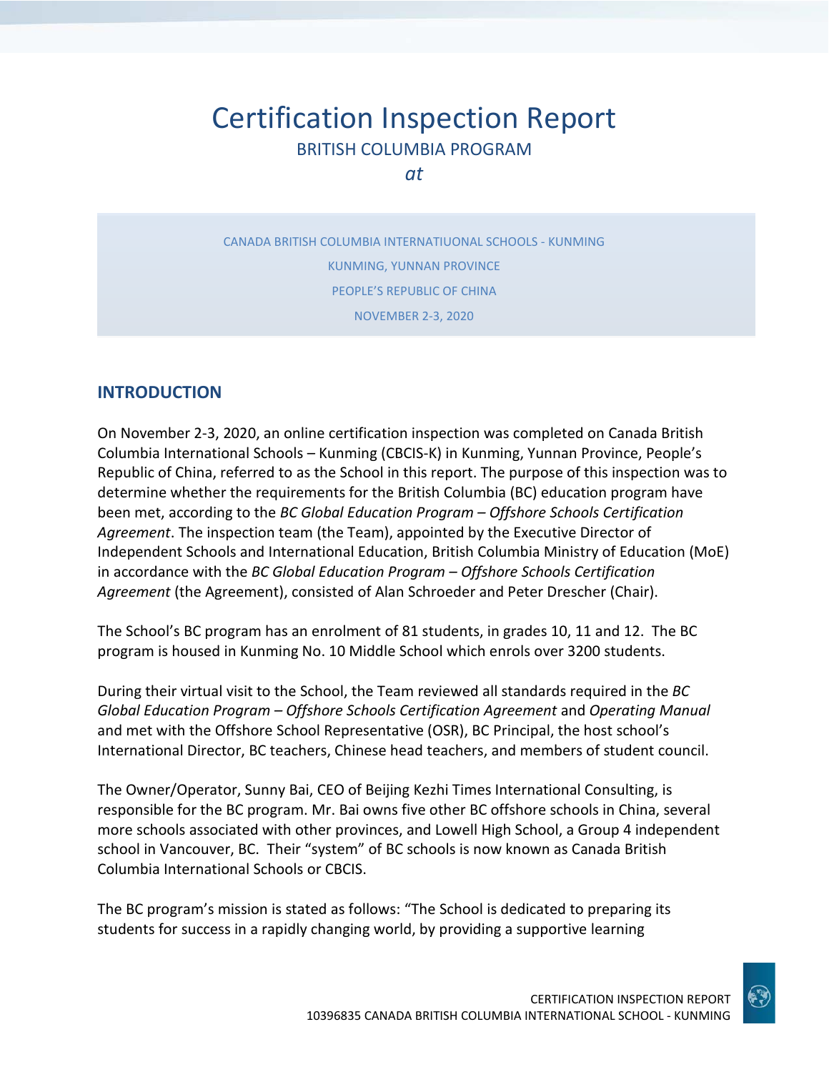# Certification Inspection Report

BRITISH COLUMBIA PROGRAM

*at*

CANADA BRITISH COLUMBIA INTERNATIUONAL SCHOOLS - KUNMING

KUNMING, YUNNAN PROVINCE

PEOPLE'S REPUBLIC OF CHINA

NOVEMBER 2-3, 2020

## INTRODUCTION

On November 2-3, 2020, an online certification inspection was completed on Canada British Columbia International Schools – Kunming (CBCIS-K) in Kunming, Yunnan Province, People's Republic of China, referred to as the School in this report. The purpose of this inspection was to determine whether the requirements for the British Columbia (BC) education program have been met, according to the *BC Global Education Program – Offshore Schools Certification Agreement*. The inspection team (the Team), appointed by the Executive Director of Independent Schools and International Education, British Columbia Ministry of Education (MoE) in accordance with the *BC Global Education Program – Offshore Schools Certification Agreement* (the Agreement), consisted of Alan Schroeder and Peter Drescher (Chair).

The School's BC program has an enrolment of 81 students, in grades 10, 11 and 12. The BC program is housed in Kunming No. 10 Middle School which enrols over 3200 students.

During their virtual visit to the School, the Team reviewed all standards required in the *BC Global Education Program – Offshore Schools Certification Agreement* and *Operating Manual* and met with the Offshore School Representative (OSR), BC Principal, the host school's International Director, BC teachers, Chinese head teachers, and members of student council.

The Owner/Operator, Sunny Bai, CEO of Beijing Kezhi Times International Consulting, is responsible for the BC program. Mr. Bai owns five other BC offshore schools in China, several more schools associated with other provinces, and Lowell High School, a Group 4 independent school in Vancouver, BC. Their "system" of BC schools is now known as Canada British Columbia International Schools or CBCIS.

The BC program's mission is stated as follows: "The School is dedicated to preparing its students for success in a rapidly changing world, by providing a supportive learning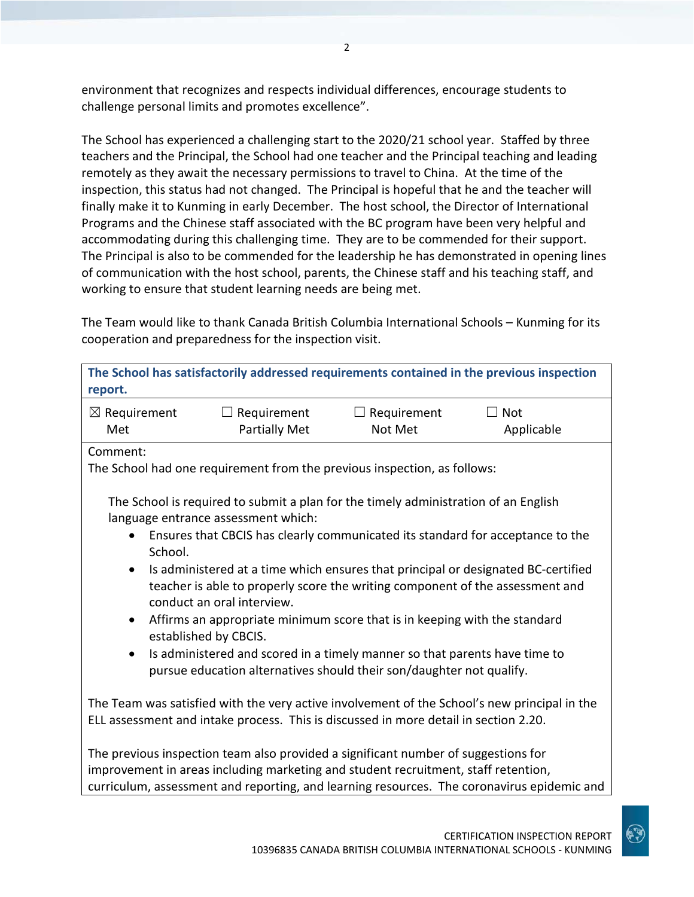environment that recognizes and respects individual differences, encourage students to challenge personal limits and promotes excellence".

The School has experienced a challenging start to the 2020/21 school year. Staffed by three teachers and the Principal, the School had one teacher and the Principal teaching and leading remotely as they await the necessary permissions to travel to China. At the time of the inspection, this status had not changed. The Principal is hopeful that he and the teacher will finally make it to Kunming in early December. The host school, the Director of International Programs and the Chinese staff associated with the BC program have been very helpful and accommodating during this challenging time. They are to be commended for their support. The Principal is also to be commended for the leadership he has demonstrated in opening lines of communication with the host school, parents, the Chinese staff and his teaching staff, and working to ensure that student learning needs are being met.

The Team would like to thank Canada British Columbia International Schools – Kunming for its cooperation and preparedness for the inspection visit.

**The School has satisfactorily addressed requirements contained in the previous inspection report.**

| ☒ Requirement Met | ☐ Requirement Partially Met | ☐ Requirement Not Met | ☐ Not Applicable |
|---|---|---|---|

Comment:

The School had one requirement from the previous inspection, as follows:

> The School is required to submit a plan for the timely administration of an English language entrance assessment which:
>
> - Ensures that CBCIS has clearly communicated its standard for acceptance to the School.
> - Is administered at a time which ensures that principal or designated BC-certified teacher is able to properly score the writing component of the assessment and conduct an oral interview.
> - Affirms an appropriate minimum score that is in keeping with the standard established by CBCIS.
> - Is administered and scored in a timely manner so that parents have time to pursue education alternatives should their son/daughter not qualify.

The Team was satisfied with the very active involvement of the School's new principal in the ELL assessment and intake process. This is discussed in more detail in section 2.20.

The previous inspection team also provided a significant number of suggestions for improvement in areas including marketing and student recruitment, staff retention, curriculum, assessment and reporting, and learning resources. The coronavirus epidemic and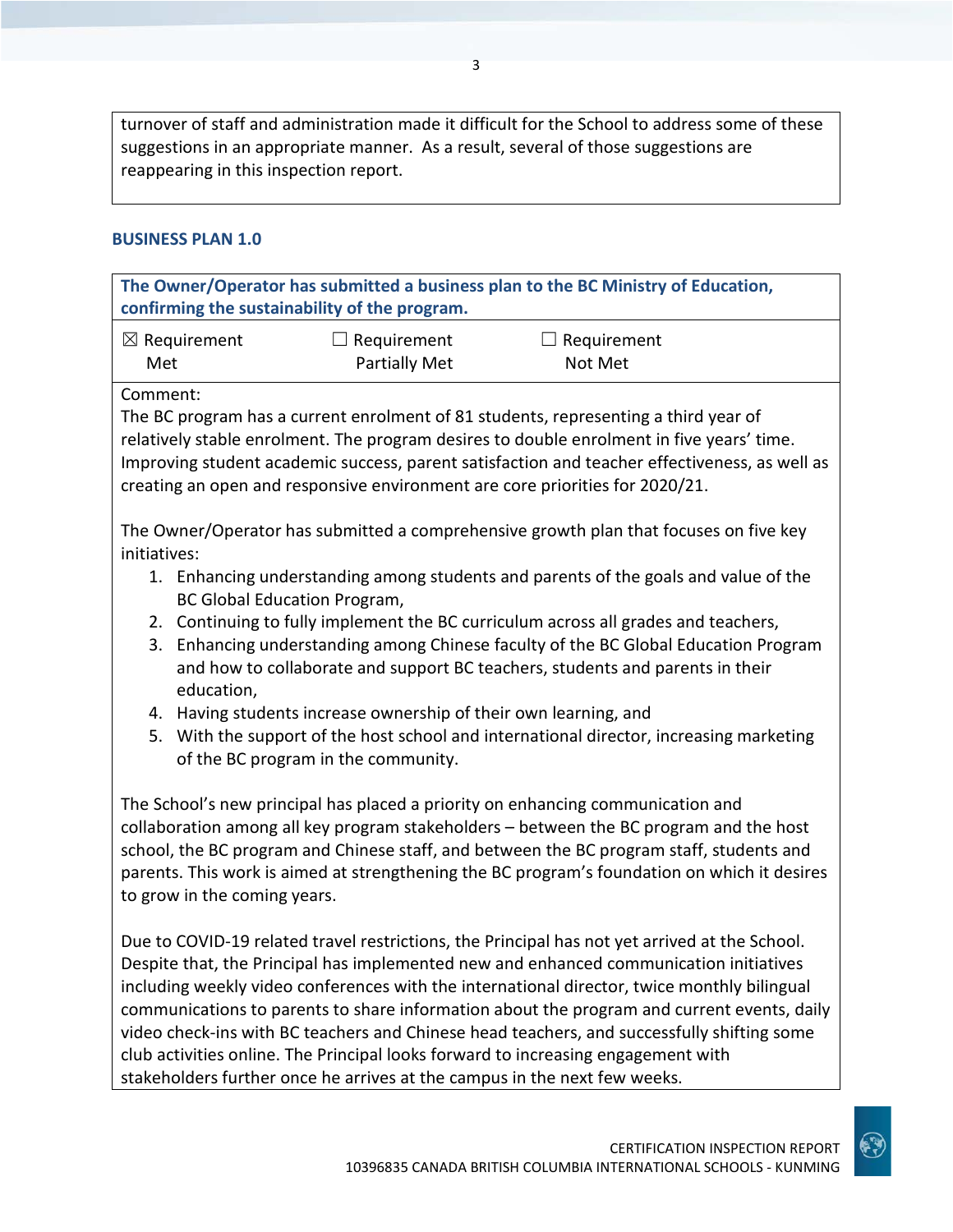turnover of staff and administration made it difficult for the School to address some of these suggestions in an appropriate manner. As a result, several of those suggestions are reappearing in this inspection report.

## BUSINESS PLAN 1.0

**The Owner/Operator has submitted a business plan to the BC Ministry of Education, confirming the sustainability of the program.**

| ☒ Requirement Met | ☐ Requirement Partially Met | ☐ Requirement Not Met |
|---|---|---|

Comment:

The BC program has a current enrolment of 81 students, representing a third year of relatively stable enrolment. The program desires to double enrolment in five years' time. Improving student academic success, parent satisfaction and teacher effectiveness, as well as creating an open and responsive environment are core priorities for 2020/21.

The Owner/Operator has submitted a comprehensive growth plan that focuses on five key initiatives:

1. Enhancing understanding among students and parents of the goals and value of the BC Global Education Program,
2. Continuing to fully implement the BC curriculum across all grades and teachers,
3. Enhancing understanding among Chinese faculty of the BC Global Education Program and how to collaborate and support BC teachers, students and parents in their education,
4. Having students increase ownership of their own learning, and
5. With the support of the host school and international director, increasing marketing of the BC program in the community.

The School's new principal has placed a priority on enhancing communication and collaboration among all key program stakeholders – between the BC program and the host school, the BC program and Chinese staff, and between the BC program staff, students and parents. This work is aimed at strengthening the BC program's foundation on which it desires to grow in the coming years.

Due to COVID-19 related travel restrictions, the Principal has not yet arrived at the School. Despite that, the Principal has implemented new and enhanced communication initiatives including weekly video conferences with the international director, twice monthly bilingual communications to parents to share information about the program and current events, daily video check-ins with BC teachers and Chinese head teachers, and successfully shifting some club activities online. The Principal looks forward to increasing engagement with stakeholders further once he arrives at the campus in the next few weeks.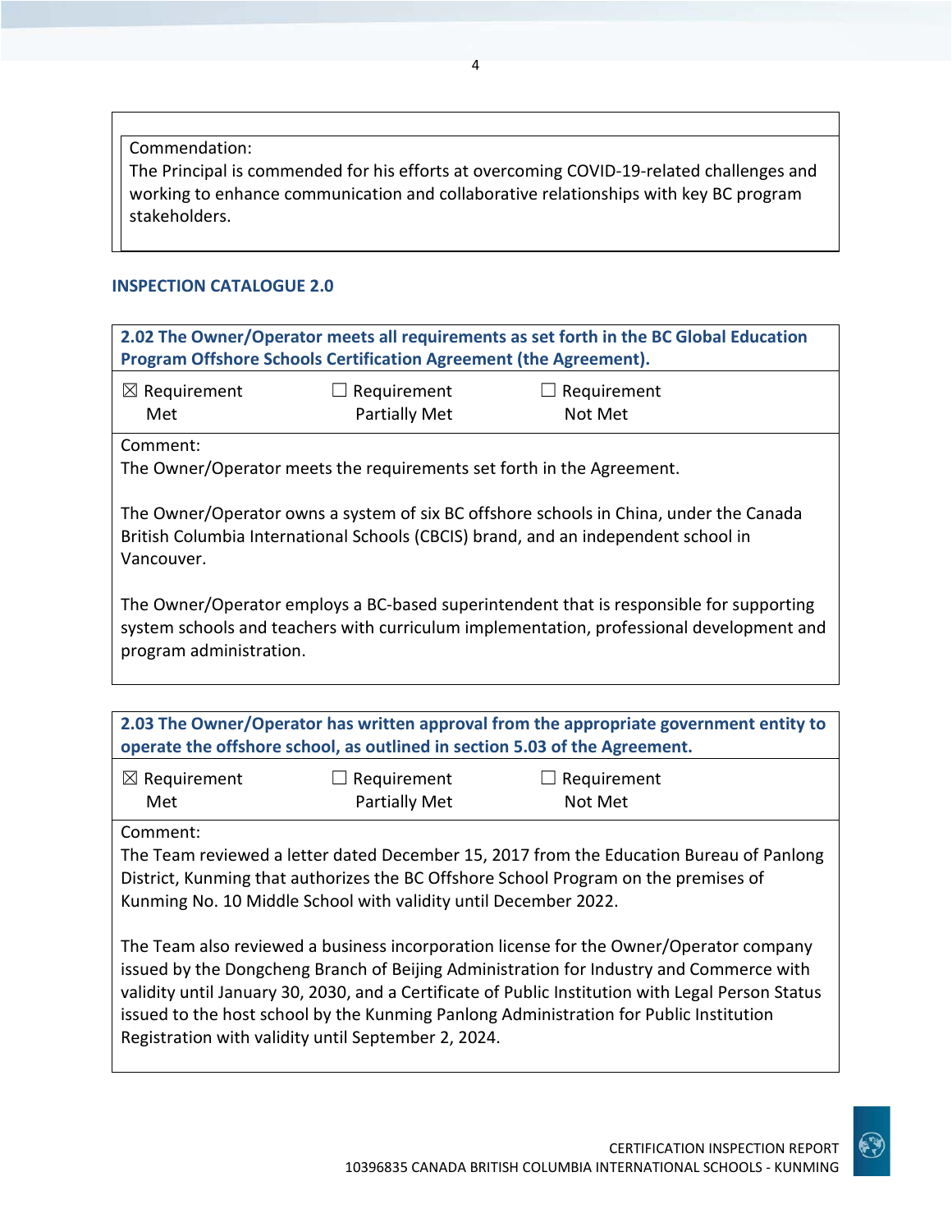Commendation:
The Principal is commended for his efforts at overcoming COVID-19-related challenges and working to enhance communication and collaborative relationships with key BC program stakeholders.

## INSPECTION CATALOGUE 2.0

**2.02 The Owner/Operator meets all requirements as set forth in the BC Global Education Program Offshore Schools Certification Agreement (the Agreement).**

| ☒ Requirement Met | ☐ Requirement Partially Met | ☐ Requirement Not Met |
|---|---|---|

Comment:
The Owner/Operator meets the requirements set forth in the Agreement.

The Owner/Operator owns a system of six BC offshore schools in China, under the Canada British Columbia International Schools (CBCIS) brand, and an independent school in Vancouver.

The Owner/Operator employs a BC-based superintendent that is responsible for supporting system schools and teachers with curriculum implementation, professional development and program administration.

**2.03 The Owner/Operator has written approval from the appropriate government entity to operate the offshore school, as outlined in section 5.03 of the Agreement.**

| ☒ Requirement Met | ☐ Requirement Partially Met | ☐ Requirement Not Met |
|---|---|---|

Comment:
The Team reviewed a letter dated December 15, 2017 from the Education Bureau of Panlong District, Kunming that authorizes the BC Offshore School Program on the premises of Kunming No. 10 Middle School with validity until December 2022.

The Team also reviewed a business incorporation license for the Owner/Operator company issued by the Dongcheng Branch of Beijing Administration for Industry and Commerce with validity until January 30, 2030, and a Certificate of Public Institution with Legal Person Status issued to the host school by the Kunming Panlong Administration for Public Institution Registration with validity until September 2, 2024.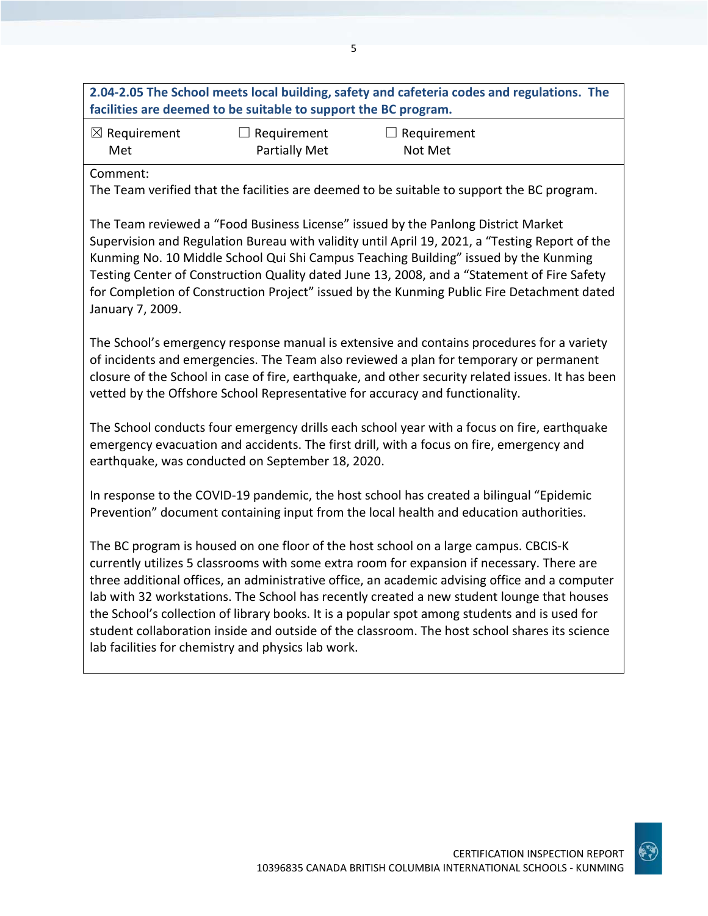**2.04-2.05 The School meets local building, safety and cafeteria codes and regulations. The facilities are deemed to be suitable to support the BC program.**

| ☒ Requirement Met | ☐ Requirement Partially Met | ☐ Requirement Not Met |
|---|---|---|

Comment:

The Team verified that the facilities are deemed to be suitable to support the BC program.

The Team reviewed a "Food Business License" issued by the Panlong District Market Supervision and Regulation Bureau with validity until April 19, 2021, a "Testing Report of the Kunming No. 10 Middle School Qui Shi Campus Teaching Building" issued by the Kunming Testing Center of Construction Quality dated June 13, 2008, and a "Statement of Fire Safety for Completion of Construction Project" issued by the Kunming Public Fire Detachment dated January 7, 2009.

The School's emergency response manual is extensive and contains procedures for a variety of incidents and emergencies. The Team also reviewed a plan for temporary or permanent closure of the School in case of fire, earthquake, and other security related issues. It has been vetted by the Offshore School Representative for accuracy and functionality.

The School conducts four emergency drills each school year with a focus on fire, earthquake emergency evacuation and accidents. The first drill, with a focus on fire, emergency and earthquake, was conducted on September 18, 2020.

In response to the COVID-19 pandemic, the host school has created a bilingual "Epidemic Prevention" document containing input from the local health and education authorities.

The BC program is housed on one floor of the host school on a large campus. CBCIS-K currently utilizes 5 classrooms with some extra room for expansion if necessary. There are three additional offices, an administrative office, an academic advising office and a computer lab with 32 workstations. The School has recently created a new student lounge that houses the School's collection of library books. It is a popular spot among students and is used for student collaboration inside and outside of the classroom. The host school shares its science lab facilities for chemistry and physics lab work.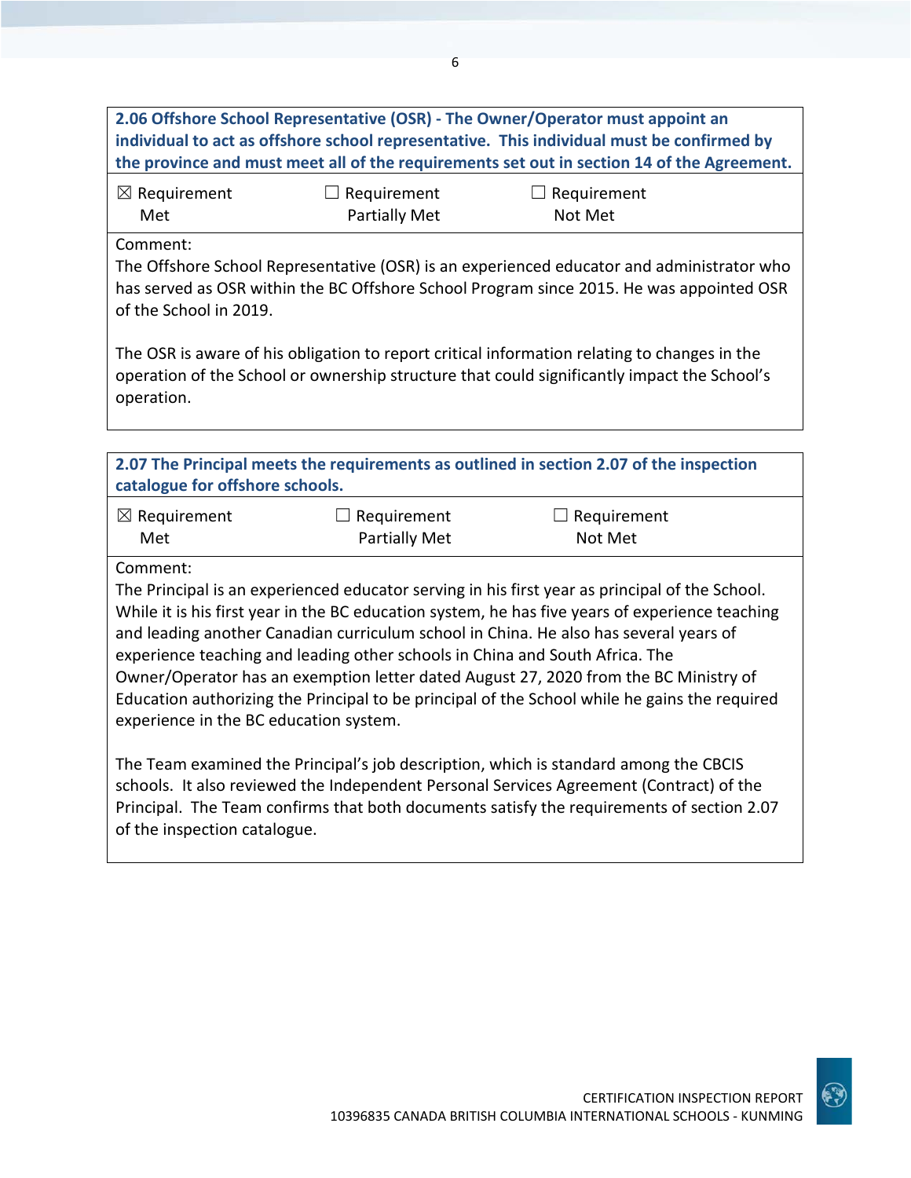**2.06 Offshore School Representative (OSR) - The Owner/Operator must appoint an individual to act as offshore school representative. This individual must be confirmed by the province and must meet all of the requirements set out in section 14 of the Agreement.**

| ☒ Requirement Met | ☐ Requirement Partially Met | ☐ Requirement Not Met |
|---|---|---|

Comment:

The Offshore School Representative (OSR) is an experienced educator and administrator who has served as OSR within the BC Offshore School Program since 2015. He was appointed OSR of the School in 2019.

The OSR is aware of his obligation to report critical information relating to changes in the operation of the School or ownership structure that could significantly impact the School's operation.

**2.07 The Principal meets the requirements as outlined in section 2.07 of the inspection catalogue for offshore schools.**

| ☒ Requirement Met | ☐ Requirement Partially Met | ☐ Requirement Not Met |
|---|---|---|

Comment:

The Principal is an experienced educator serving in his first year as principal of the School. While it is his first year in the BC education system, he has five years of experience teaching and leading another Canadian curriculum school in China. He also has several years of experience teaching and leading other schools in China and South Africa. The Owner/Operator has an exemption letter dated August 27, 2020 from the BC Ministry of Education authorizing the Principal to be principal of the School while he gains the required experience in the BC education system.

The Team examined the Principal's job description, which is standard among the CBCIS schools. It also reviewed the Independent Personal Services Agreement (Contract) of the Principal. The Team confirms that both documents satisfy the requirements of section 2.07 of the inspection catalogue.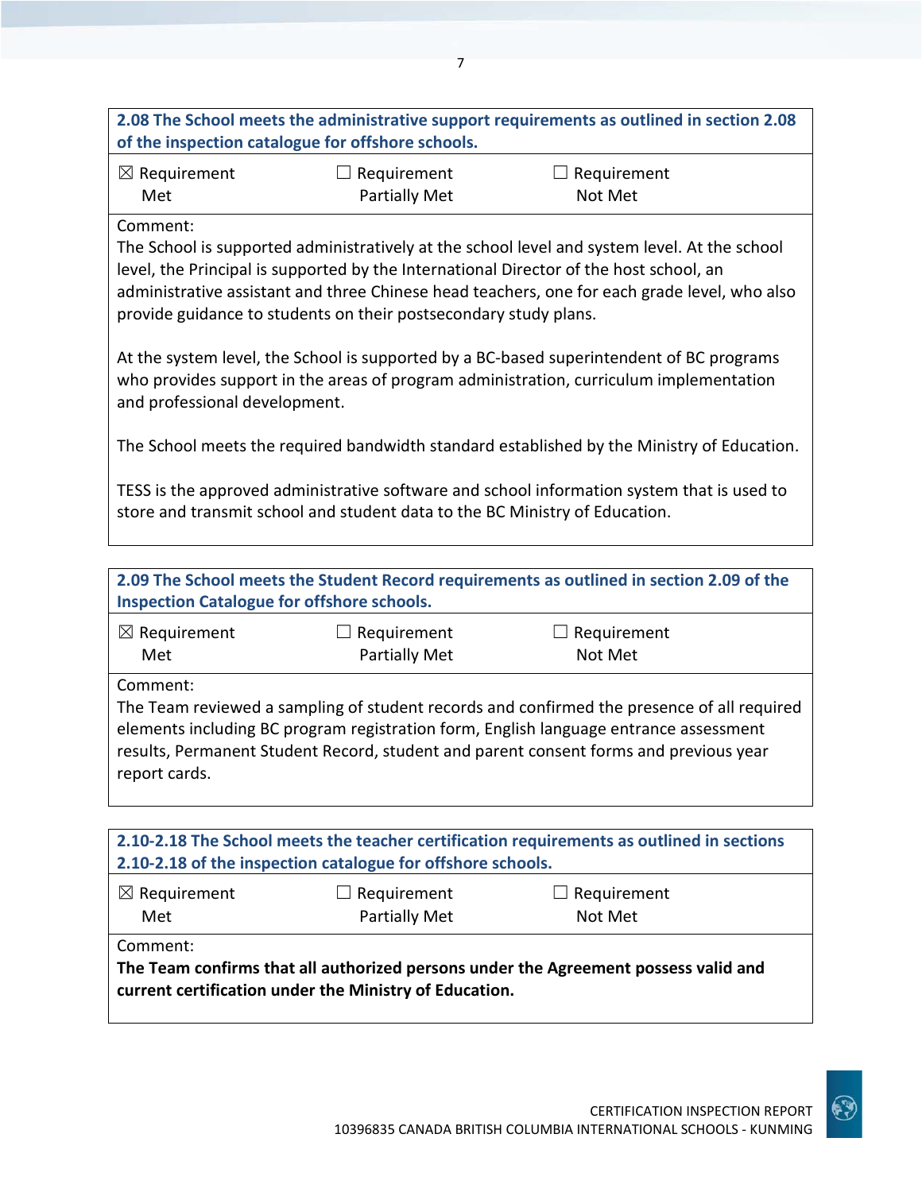| **2.08 The School meets the administrative support requirements as outlined in section 2.08 of the inspection catalogue for offshore schools.** | | |
|---|---|---|
| ☒ Requirement Met | ☐ Requirement Partially Met | ☐ Requirement Not Met |

Comment:

The School is supported administratively at the school level and system level. At the school level, the Principal is supported by the International Director of the host school, an administrative assistant and three Chinese head teachers, one for each grade level, who also provide guidance to students on their postsecondary study plans.

At the system level, the School is supported by a BC-based superintendent of BC programs who provides support in the areas of program administration, curriculum implementation and professional development.

The School meets the required bandwidth standard established by the Ministry of Education.

TESS is the approved administrative software and school information system that is used to store and transmit school and student data to the BC Ministry of Education.

| **2.09 The School meets the Student Record requirements as outlined in section 2.09 of the Inspection Catalogue for offshore schools.** | | |
|---|---|---|
| ☒ Requirement Met | ☐ Requirement Partially Met | ☐ Requirement Not Met |

Comment:

The Team reviewed a sampling of student records and confirmed the presence of all required elements including BC program registration form, English language entrance assessment results, Permanent Student Record, student and parent consent forms and previous year report cards.

| **2.10-2.18 The School meets the teacher certification requirements as outlined in sections 2.10-2.18 of the inspection catalogue for offshore schools.** | | |
|---|---|---|
| ☒ Requirement Met | ☐ Requirement Partially Met | ☐ Requirement Not Met |

Comment:

**The Team confirms that all authorized persons under the Agreement possess valid and current certification under the Ministry of Education.**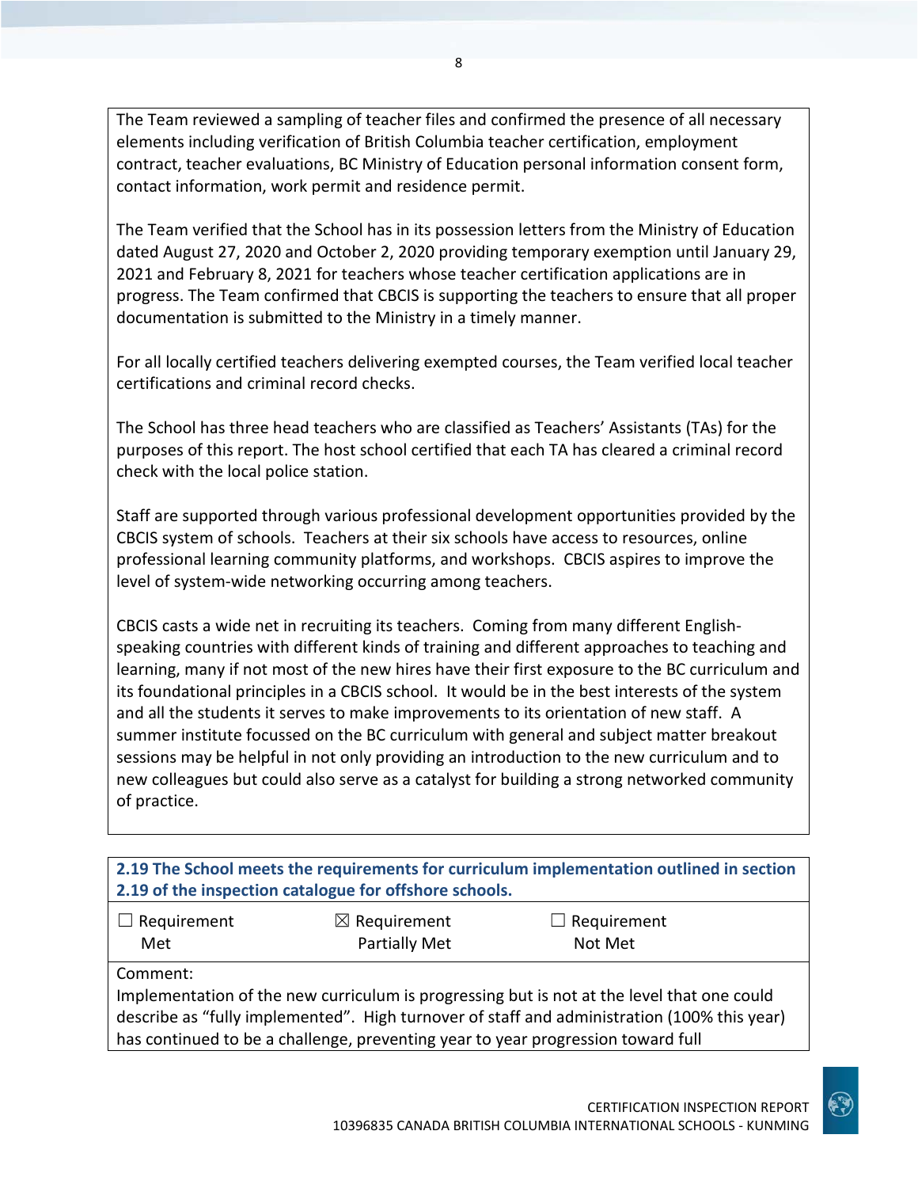The Team reviewed a sampling of teacher files and confirmed the presence of all necessary elements including verification of British Columbia teacher certification, employment contract, teacher evaluations, BC Ministry of Education personal information consent form, contact information, work permit and residence permit.

The Team verified that the School has in its possession letters from the Ministry of Education dated August 27, 2020 and October 2, 2020 providing temporary exemption until January 29, 2021 and February 8, 2021 for teachers whose teacher certification applications are in progress. The Team confirmed that CBCIS is supporting the teachers to ensure that all proper documentation is submitted to the Ministry in a timely manner.

For all locally certified teachers delivering exempted courses, the Team verified local teacher certifications and criminal record checks.

The School has three head teachers who are classified as Teachers' Assistants (TAs) for the purposes of this report. The host school certified that each TA has cleared a criminal record check with the local police station.

Staff are supported through various professional development opportunities provided by the CBCIS system of schools. Teachers at their six schools have access to resources, online professional learning community platforms, and workshops. CBCIS aspires to improve the level of system-wide networking occurring among teachers.

CBCIS casts a wide net in recruiting its teachers. Coming from many different English-speaking countries with different kinds of training and different approaches to teaching and learning, many if not most of the new hires have their first exposure to the BC curriculum and its foundational principles in a CBCIS school. It would be in the best interests of the system and all the students it serves to make improvements to its orientation of new staff. A summer institute focussed on the BC curriculum with general and subject matter breakout sessions may be helpful in not only providing an introduction to the new curriculum and to new colleagues but could also serve as a catalyst for building a strong networked community of practice.

**2.19 The School meets the requirements for curriculum implementation outlined in section 2.19 of the inspection catalogue for offshore schools.**

| ☐ Requirement Met | ☒ Requirement Partially Met | ☐ Requirement Not Met |
|---|---|---|

Comment:
Implementation of the new curriculum is progressing but is not at the level that one could describe as "fully implemented". High turnover of staff and administration (100% this year) has continued to be a challenge, preventing year to year progression toward full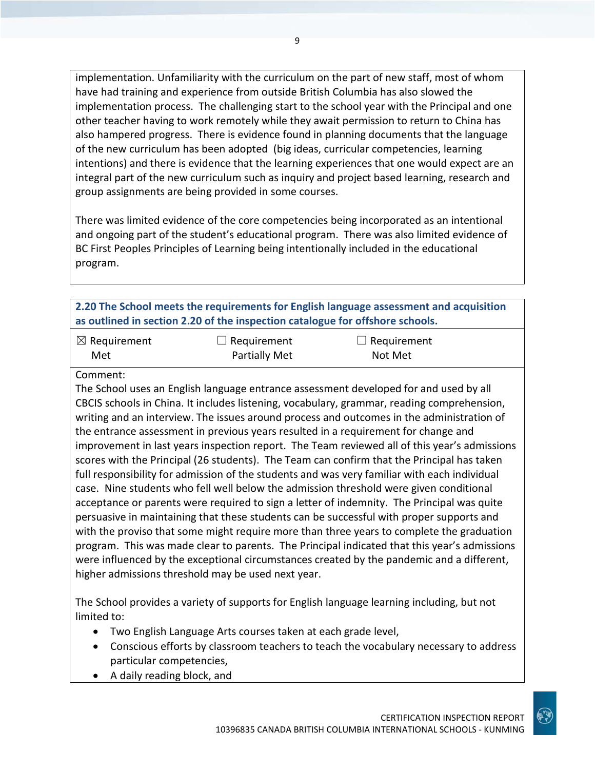implementation. Unfamiliarity with the curriculum on the part of new staff, most of whom have had training and experience from outside British Columbia has also slowed the implementation process. The challenging start to the school year with the Principal and one other teacher having to work remotely while they await permission to return to China has also hampered progress. There is evidence found in planning documents that the language of the new curriculum has been adopted (big ideas, curricular competencies, learning intentions) and there is evidence that the learning experiences that one would expect are an integral part of the new curriculum such as inquiry and project based learning, research and group assignments are being provided in some courses.

There was limited evidence of the core competencies being incorporated as an intentional and ongoing part of the student's educational program. There was also limited evidence of BC First Peoples Principles of Learning being intentionally included in the educational program.

**2.20 The School meets the requirements for English language assessment and acquisition as outlined in section 2.20 of the inspection catalogue for offshore schools.**

| ☒ Requirement Met | ☐ Requirement Partially Met | ☐ Requirement Not Met |
|---|---|---|

Comment:
The School uses an English language entrance assessment developed for and used by all CBCIS schools in China. It includes listening, vocabulary, grammar, reading comprehension, writing and an interview. The issues around process and outcomes in the administration of the entrance assessment in previous years resulted in a requirement for change and improvement in last years inspection report. The Team reviewed all of this year's admissions scores with the Principal (26 students). The Team can confirm that the Principal has taken full responsibility for admission of the students and was very familiar with each individual case. Nine students who fell well below the admission threshold were given conditional acceptance or parents were required to sign a letter of indemnity. The Principal was quite persuasive in maintaining that these students can be successful with proper supports and with the proviso that some might require more than three years to complete the graduation program. This was made clear to parents. The Principal indicated that this year's admissions were influenced by the exceptional circumstances created by the pandemic and a different, higher admissions threshold may be used next year.

The School provides a variety of supports for English language learning including, but not limited to:

- Two English Language Arts courses taken at each grade level,
- Conscious efforts by classroom teachers to teach the vocabulary necessary to address particular competencies,
- A daily reading block, and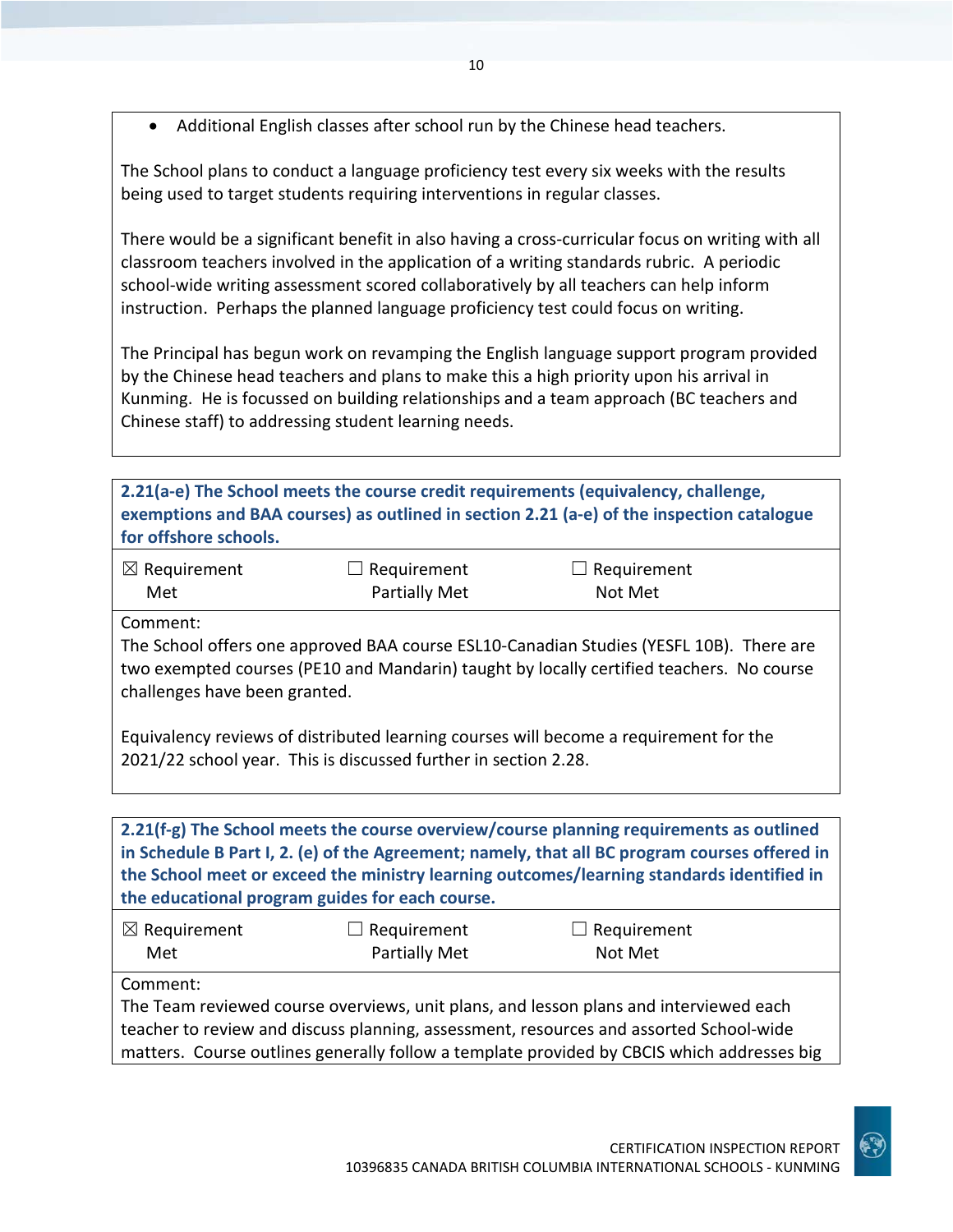- Additional English classes after school run by the Chinese head teachers.

The School plans to conduct a language proficiency test every six weeks with the results being used to target students requiring interventions in regular classes.

There would be a significant benefit in also having a cross-curricular focus on writing with all classroom teachers involved in the application of a writing standards rubric. A periodic school-wide writing assessment scored collaboratively by all teachers can help inform instruction. Perhaps the planned language proficiency test could focus on writing.

The Principal has begun work on revamping the English language support program provided by the Chinese head teachers and plans to make this a high priority upon his arrival in Kunming. He is focussed on building relationships and a team approach (BC teachers and Chinese staff) to addressing student learning needs.

**2.21(a-e) The School meets the course credit requirements (equivalency, challenge, exemptions and BAA courses) as outlined in section 2.21 (a-e) of the inspection catalogue for offshore schools.**

| ☒ Requirement Met | ☐ Requirement Partially Met | ☐ Requirement Not Met |
|---|---|---|

Comment:
The School offers one approved BAA course ESL10-Canadian Studies (YESFL 10B). There are two exempted courses (PE10 and Mandarin) taught by locally certified teachers. No course challenges have been granted.

Equivalency reviews of distributed learning courses will become a requirement for the 2021/22 school year. This is discussed further in section 2.28.

**2.21(f-g) The School meets the course overview/course planning requirements as outlined in Schedule B Part I, 2. (e) of the Agreement; namely, that all BC program courses offered in the School meet or exceed the ministry learning outcomes/learning standards identified in the educational program guides for each course.**

| ☒ Requirement Met | ☐ Requirement Partially Met | ☐ Requirement Not Met |
|---|---|---|

Comment:
The Team reviewed course overviews, unit plans, and lesson plans and interviewed each teacher to review and discuss planning, assessment, resources and assorted School-wide matters. Course outlines generally follow a template provided by CBCIS which addresses big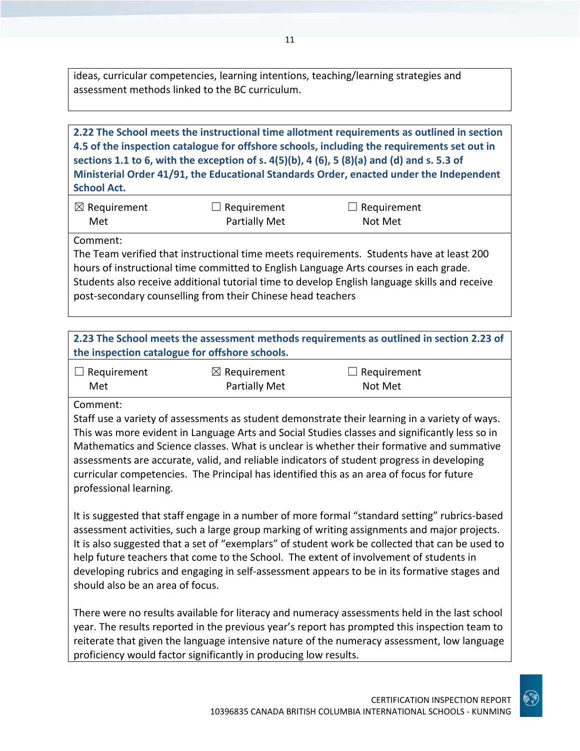ideas, curricular competencies, learning intentions, teaching/learning strategies and assessment methods linked to the BC curriculum.

| **2.22 The School meets the instructional time allotment requirements as outlined in section 4.5 of the inspection catalogue for offshore schools, including the requirements set out in sections 1.1 to 6, with the exception of s. 4(5)(b), 4 (6), 5 (8)(a) and (d) and s. 5.3 of Ministerial Order 41/91, the Educational Standards Order, enacted under the Independent School Act.** | | |
|---|---|---|
| ☒ Requirement Met | ☐ Requirement Partially Met | ☐ Requirement Not Met |
| Comment: The Team verified that instructional time meets requirements. Students have at least 200 hours of instructional time committed to English Language Arts courses in each grade. Students also receive additional tutorial time to develop English language skills and receive post-secondary counselling from their Chinese head teachers | | |

| **2.23 The School meets the assessment methods requirements as outlined in section 2.23 of the inspection catalogue for offshore schools.** | | |
|---|---|---|
| ☐ Requirement Met | ☒ Requirement Partially Met | ☐ Requirement Not Met |
| Comment: Staff use a variety of assessments as student demonstrate their learning in a variety of ways. This was more evident in Language Arts and Social Studies classes and significantly less so in Mathematics and Science classes. What is unclear is whether their formative and summative assessments are accurate, valid, and reliable indicators of student progress in developing curricular competencies. The Principal has identified this as an area of focus for future professional learning.<br><br>It is suggested that staff engage in a number of more formal "standard setting" rubrics-based assessment activities, such a large group marking of writing assignments and major projects. It is also suggested that a set of "exemplars" of student work be collected that can be used to help future teachers that come to the School. The extent of involvement of students in developing rubrics and engaging in self-assessment appears to be in its formative stages and should also be an area of focus.<br><br>There were no results available for literacy and numeracy assessments held in the last school year. The results reported in the previous year's report has prompted this inspection team to reiterate that given the language intensive nature of the numeracy assessment, low language proficiency would factor significantly in producing low results. | | |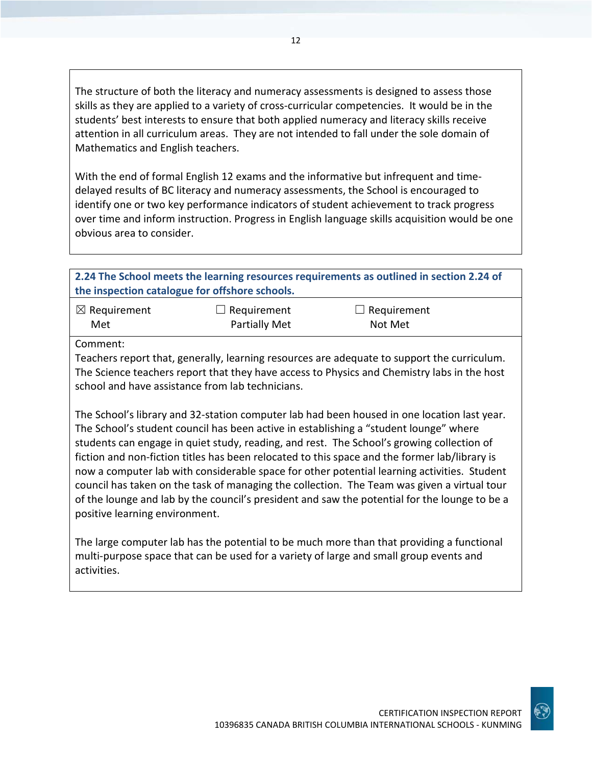The structure of both the literacy and numeracy assessments is designed to assess those skills as they are applied to a variety of cross-curricular competencies. It would be in the students' best interests to ensure that both applied numeracy and literacy skills receive attention in all curriculum areas. They are not intended to fall under the sole domain of Mathematics and English teachers.

With the end of formal English 12 exams and the informative but infrequent and time-delayed results of BC literacy and numeracy assessments, the School is encouraged to identify one or two key performance indicators of student achievement to track progress over time and inform instruction. Progress in English language skills acquisition would be one obvious area to consider.

**2.24 The School meets the learning resources requirements as outlined in section 2.24 of the inspection catalogue for offshore schools.**

| ☒ Requirement Met | ☐ Requirement Partially Met | ☐ Requirement Not Met |
|---|---|---|

Comment:

Teachers report that, generally, learning resources are adequate to support the curriculum. The Science teachers report that they have access to Physics and Chemistry labs in the host school and have assistance from lab technicians.

The School's library and 32-station computer lab had been housed in one location last year. The School's student council has been active in establishing a "student lounge" where students can engage in quiet study, reading, and rest. The School's growing collection of fiction and non-fiction titles has been relocated to this space and the former lab/library is now a computer lab with considerable space for other potential learning activities. Student council has taken on the task of managing the collection. The Team was given a virtual tour of the lounge and lab by the council's president and saw the potential for the lounge to be a positive learning environment.

The large computer lab has the potential to be much more than that providing a functional multi-purpose space that can be used for a variety of large and small group events and activities.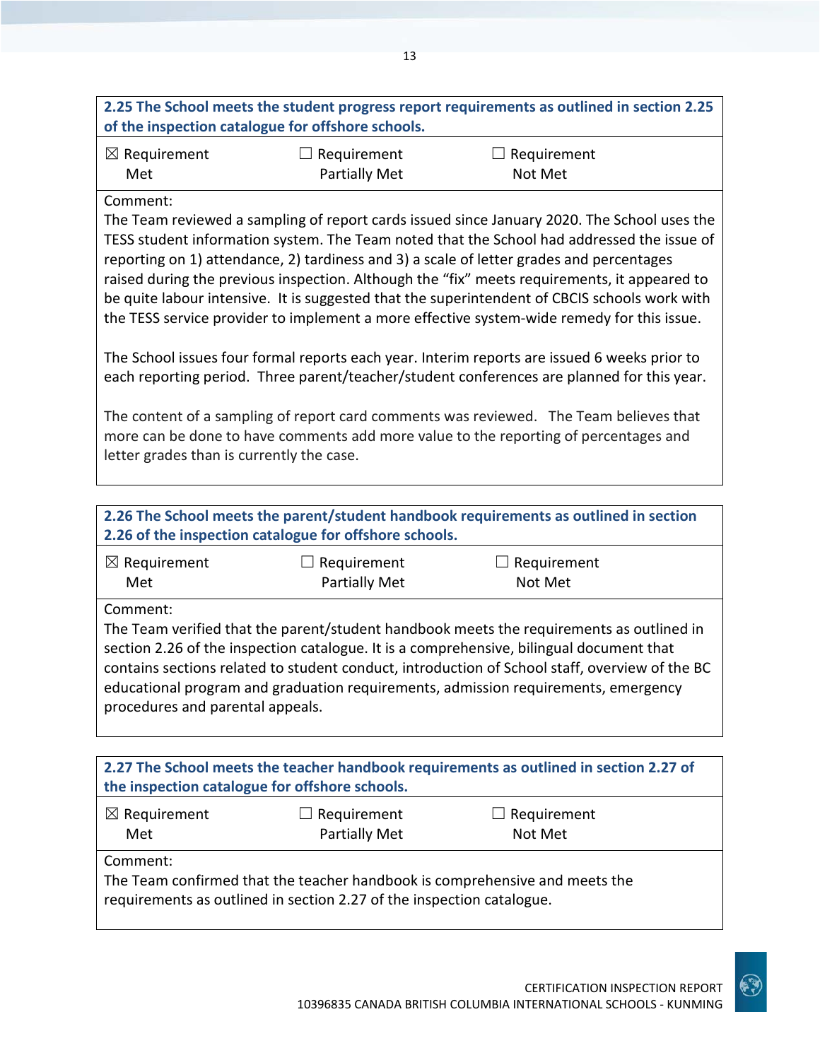**2.25 The School meets the student progress report requirements as outlined in section 2.25 of the inspection catalogue for offshore schools.**

| ☒ Requirement Met | ☐ Requirement Partially Met | ☐ Requirement Not Met |
|---|---|---|

Comment:
The Team reviewed a sampling of report cards issued since January 2020. The School uses the TESS student information system. The Team noted that the School had addressed the issue of reporting on 1) attendance, 2) tardiness and 3) a scale of letter grades and percentages raised during the previous inspection. Although the "fix" meets requirements, it appeared to be quite labour intensive. It is suggested that the superintendent of CBCIS schools work with the TESS service provider to implement a more effective system-wide remedy for this issue.

The School issues four formal reports each year. Interim reports are issued 6 weeks prior to each reporting period. Three parent/teacher/student conferences are planned for this year.

The content of a sampling of report card comments was reviewed. The Team believes that more can be done to have comments add more value to the reporting of percentages and letter grades than is currently the case.

**2.26 The School meets the parent/student handbook requirements as outlined in section 2.26 of the inspection catalogue for offshore schools.**

| ☒ Requirement Met | ☐ Requirement Partially Met | ☐ Requirement Not Met |
|---|---|---|

Comment:
The Team verified that the parent/student handbook meets the requirements as outlined in section 2.26 of the inspection catalogue. It is a comprehensive, bilingual document that contains sections related to student conduct, introduction of School staff, overview of the BC educational program and graduation requirements, admission requirements, emergency procedures and parental appeals.

**2.27 The School meets the teacher handbook requirements as outlined in section 2.27 of the inspection catalogue for offshore schools.**

| ☒ Requirement Met | ☐ Requirement Partially Met | ☐ Requirement Not Met |
|---|---|---|

Comment:
The Team confirmed that the teacher handbook is comprehensive and meets the requirements as outlined in section 2.27 of the inspection catalogue.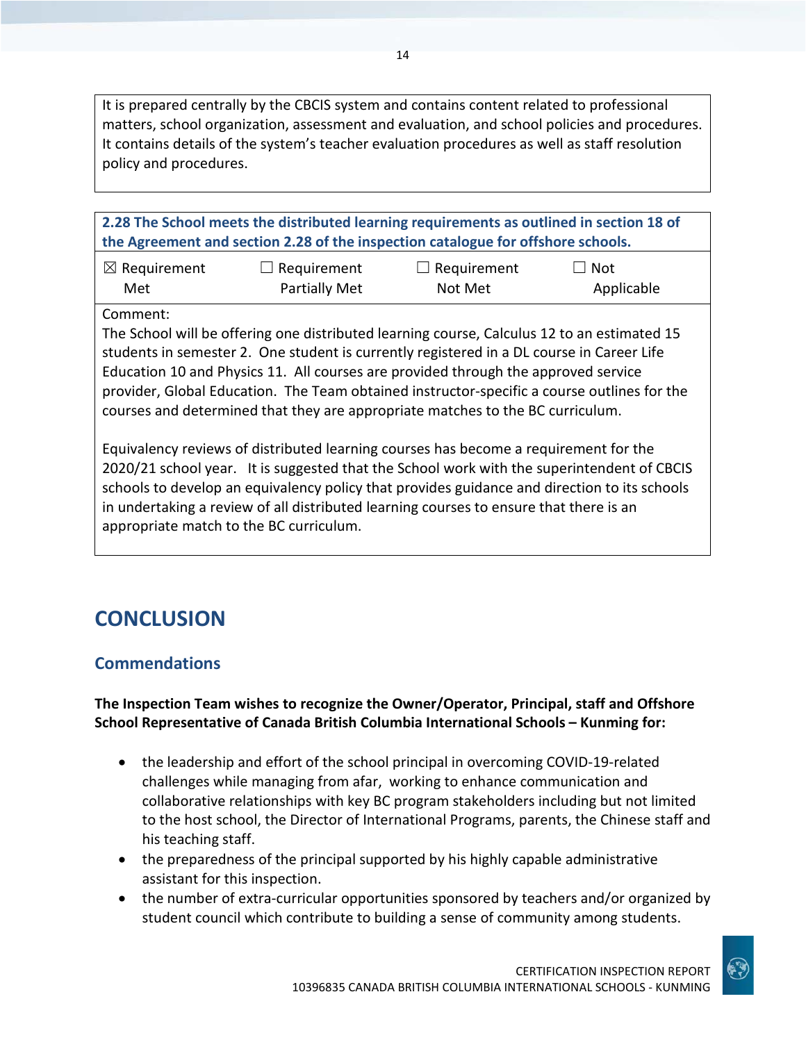It is prepared centrally by the CBCIS system and contains content related to professional matters, school organization, assessment and evaluation, and school policies and procedures. It contains details of the system's teacher evaluation procedures as well as staff resolution policy and procedures.

**2.28 The School meets the distributed learning requirements as outlined in section 18 of the Agreement and section 2.28 of the inspection catalogue for offshore schools.**

| ☒ Requirement Met | ☐ Requirement Partially Met | ☐ Requirement Not Met | ☐ Not Applicable |
|---|---|---|---|

Comment:
The School will be offering one distributed learning course, Calculus 12 to an estimated 15 students in semester 2. One student is currently registered in a DL course in Career Life Education 10 and Physics 11. All courses are provided through the approved service provider, Global Education. The Team obtained instructor-specific a course outlines for the courses and determined that they are appropriate matches to the BC curriculum.

Equivalency reviews of distributed learning courses has become a requirement for the 2020/21 school year. It is suggested that the School work with the superintendent of CBCIS schools to develop an equivalency policy that provides guidance and direction to its schools in undertaking a review of all distributed learning courses to ensure that there is an appropriate match to the BC curriculum.

# CONCLUSION

## Commendations

**The Inspection Team wishes to recognize the Owner/Operator, Principal, staff and Offshore School Representative of Canada British Columbia International Schools – Kunming for:**

- the leadership and effort of the school principal in overcoming COVID-19-related challenges while managing from afar, working to enhance communication and collaborative relationships with key BC program stakeholders including but not limited to the host school, the Director of International Programs, parents, the Chinese staff and his teaching staff.
- the preparedness of the principal supported by his highly capable administrative assistant for this inspection.
- the number of extra-curricular opportunities sponsored by teachers and/or organized by student council which contribute to building a sense of community among students.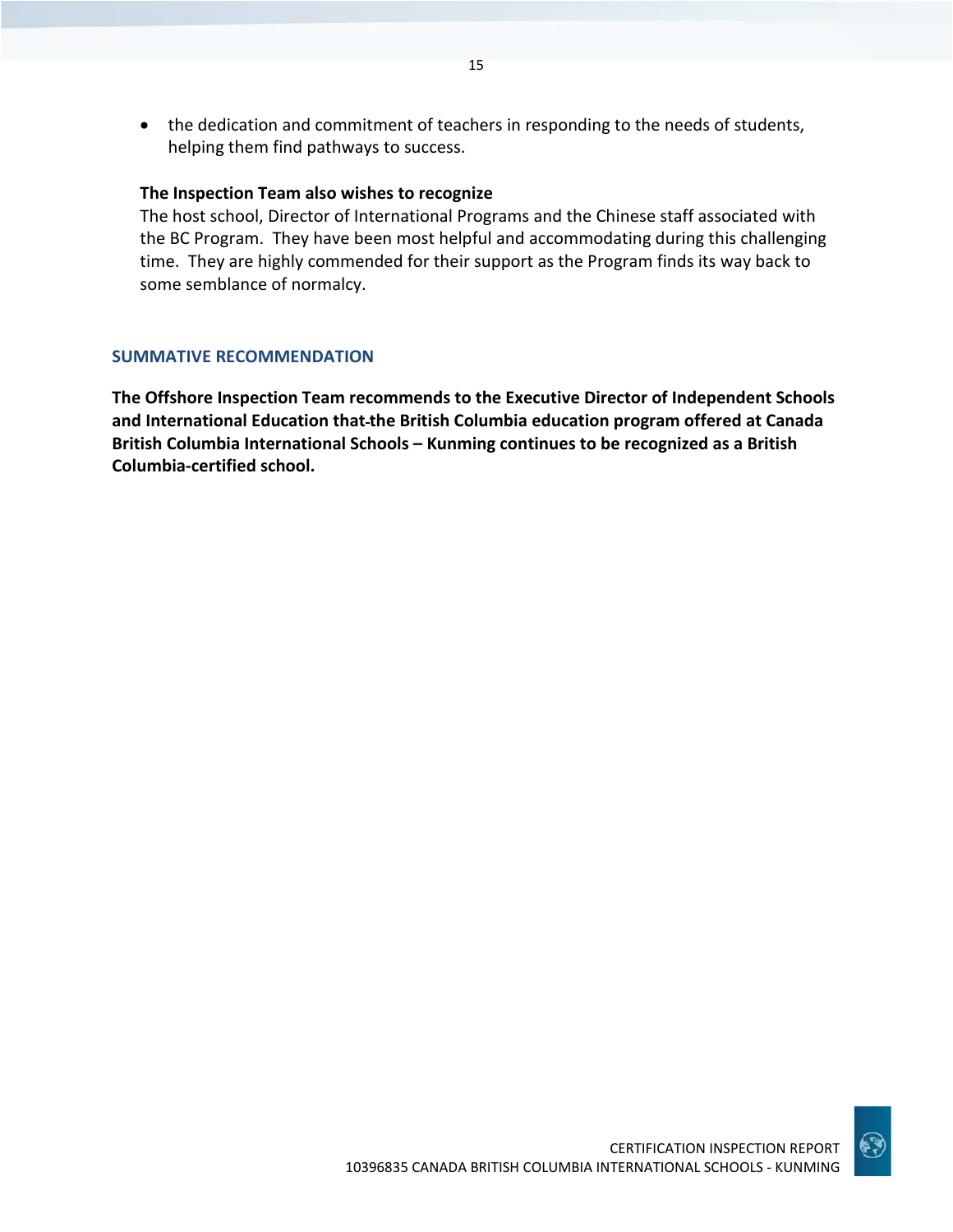- the dedication and commitment of teachers in responding to the needs of students, helping them find pathways to success.

**The Inspection Team also wishes to recognize**

The host school, Director of International Programs and the Chinese staff associated with the BC Program. They have been most helpful and accommodating during this challenging time. They are highly commended for their support as the Program finds its way back to some semblance of normalcy.

## SUMMATIVE RECOMMENDATION

**The Offshore Inspection Team recommends to the Executive Director of Independent Schools and International Education that the British Columbia education program offered at Canada British Columbia International Schools – Kunming continues to be recognized as a British Columbia-certified school.**